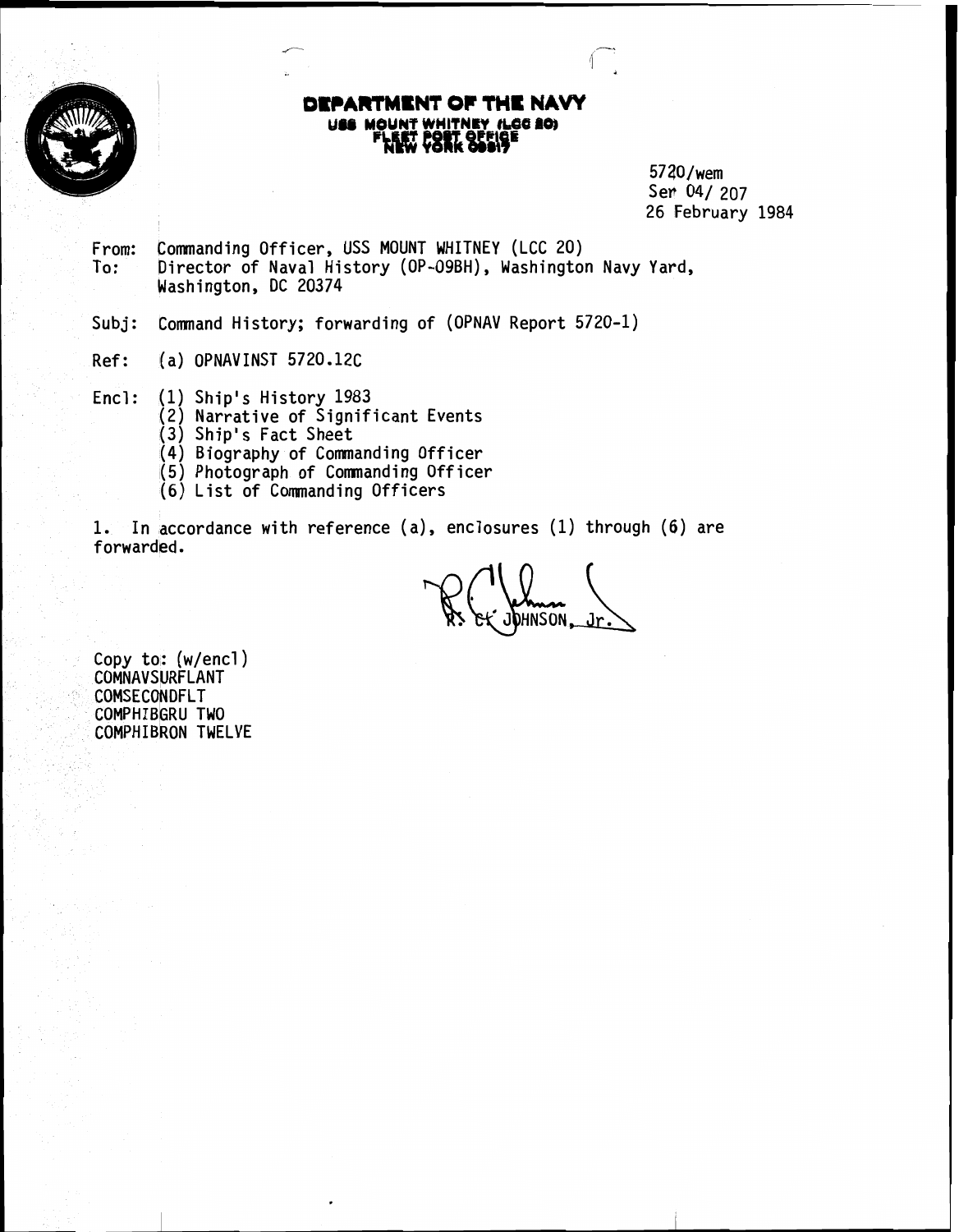**DEPARTMENT OF THE NAVY**
**USS MOUNT WHITNEY (LCC 20)**
**FLEET POST OFFICE**
**NEW YORK 09517**

5720/wem
Ser 04/ 207
26 February 1984

From: Commanding Officer, USS MOUNT WHITNEY (LCC 20)
To: Director of Naval History (OP-09BH), Washington Navy Yard, Washington, DC 20374

Subj: Command History; forwarding of (OPNAV Report 5720-1)

Ref: (a) OPNAVINST 5720.12C

Encl: (1) Ship's History 1983
(2) Narrative of Significant Events
(3) Ship's Fact Sheet
(4) Biography of Commanding Officer
(5) Photograph of Commanding Officer
(6) List of Commanding Officers

1. In accordance with reference (a), enclosures (1) through (6) are forwarded.

R. C. JOHNSON, Jr.

Copy to: (w/encl)
COMNAVSURFLANT
COMSECONDFLT
COMPHIBGRU TWO
COMPHIBRON TWELVE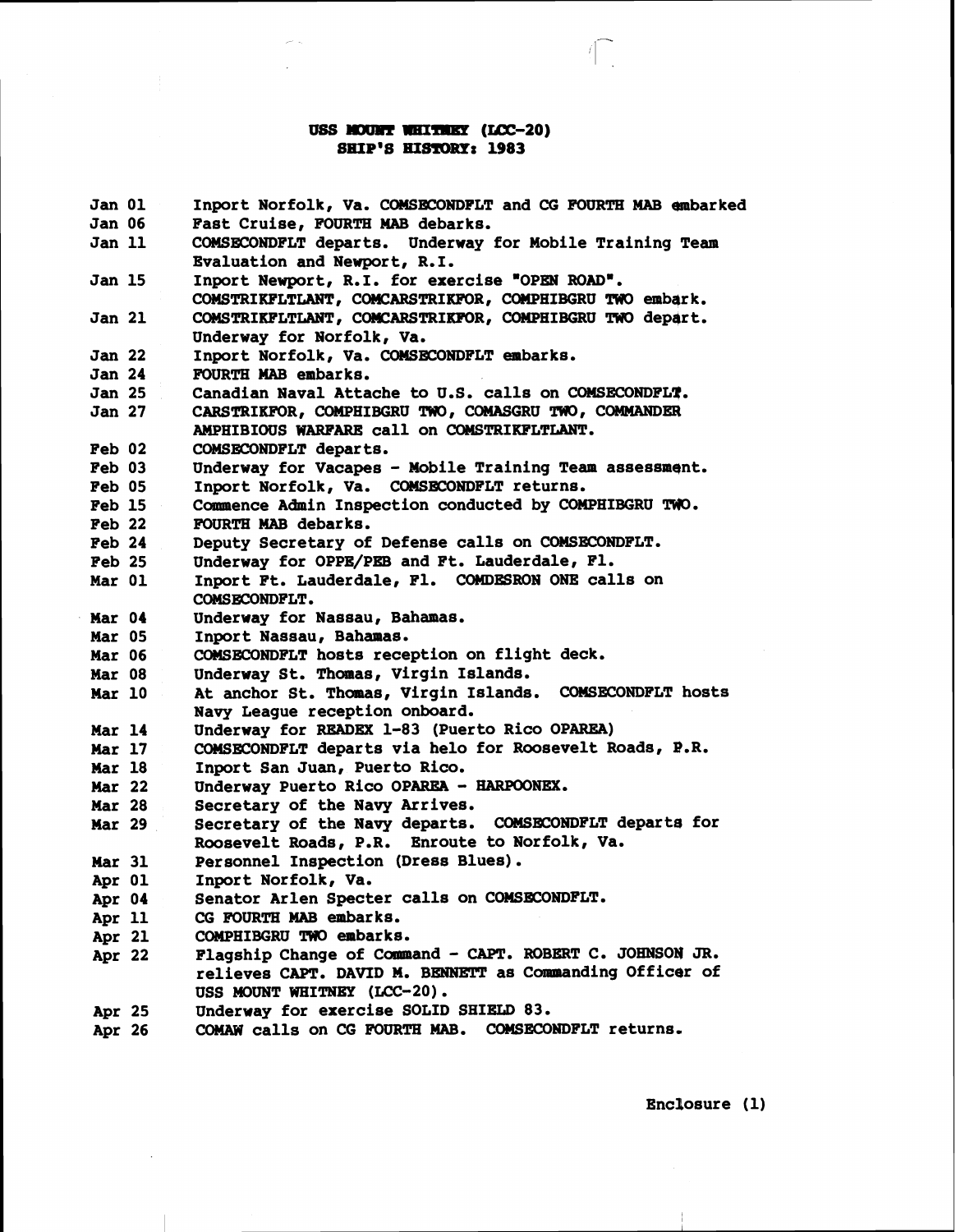# USS MOUNT WHITNEY (LCC-20)
## SHIP'S HISTORY: 1983

| Date | Event |
|---|---|
| Jan 01 | Inport Norfolk, Va. COMSECONDFLT and CG FOURTH MAB embarked |
| Jan 06 | Fast Cruise, FOURTH MAB debarks. |
| Jan 11 | COMSECONDFLT departs. Underway for Mobile Training Team Evaluation and Newport, R.I. |
| Jan 15 | Inport Newport, R.I. for exercise "OPEN ROAD". COMSTRIKFLTLANT, COMCARSTRIKFOR, COMPHIBGRU TWO embark. |
| Jan 21 | COMSTRIKFLTLANT, COMCARSTRIKFOR, COMPHIBGRU TWO depart. Underway for Norfolk, Va. |
| Jan 22 | Inport Norfolk, Va. COMSECONDFLT embarks. |
| Jan 24 | FOURTH MAB embarks. |
| Jan 25 | Canadian Naval Attache to U.S. calls on COMSECONDFLT. |
| Jan 27 | CARSTRIKFOR, COMPHIBGRU TWO, COMASGRU TWO, COMMANDER AMPHIBIOUS WARFARE call on COMSTRIKFLTLANT. |
| Feb 02 | COMSECONDFLT departs. |
| Feb 03 | Underway for Vacapes - Mobile Training Team assessment. |
| Feb 05 | Inport Norfolk, Va. COMSECONDFLT returns. |
| Feb 15 | Commence Admin Inspection conducted by COMPHIBGRU TWO. |
| Feb 22 | FOURTH MAB debarks. |
| Feb 24 | Deputy Secretary of Defense calls on COMSECONDFLT. |
| Feb 25 | Underway for OPPE/PEB and Ft. Lauderdale, Fl. |
| Mar 01 | Inport Ft. Lauderdale, Fl. COMDESRON ONE calls on COMSECONDFLT. |
| Mar 04 | Underway for Nassau, Bahamas. |
| Mar 05 | Inport Nassau, Bahamas. |
| Mar 06 | COMSECONDFLT hosts reception on flight deck. |
| Mar 08 | Underway St. Thomas, Virgin Islands. |
| Mar 10 | At anchor St. Thomas, Virgin Islands. COMSECONDFLT hosts Navy League reception onboard. |
| Mar 14 | Underway for READEX 1-83 (Puerto Rico OPAREA) |
| Mar 17 | COMSECONDFLT departs via helo for Roosevelt Roads, P.R. |
| Mar 18 | Inport San Juan, Puerto Rico. |
| Mar 22 | Underway Puerto Rico OPAREA - HARPOONEX. |
| Mar 28 | Secretary of the Navy Arrives. |
| Mar 29 | Secretary of the Navy departs. COMSECONDFLT departs for Roosevelt Roads, P.R. Enroute to Norfolk, Va. |
| Mar 31 | Personnel Inspection (Dress Blues). |
| Apr 01 | Inport Norfolk, Va. |
| Apr 04 | Senator Arlen Specter calls on COMSECONDFLT. |
| Apr 11 | CG FOURTH MAB embarks. |
| Apr 21 | COMPHIBGRU TWO embarks. |
| Apr 22 | Flagship Change of Command - CAPT. ROBERT C. JOHNSON JR. relieves CAPT. DAVID M. BENNETT as Commanding Officer of USS MOUNT WHITNEY (LCC-20). |
| Apr 25 | Underway for exercise SOLID SHIELD 83. |
| Apr 26 | COMAW calls on CG FOURTH MAB. COMSECONDFLT returns. |

Enclosure (1)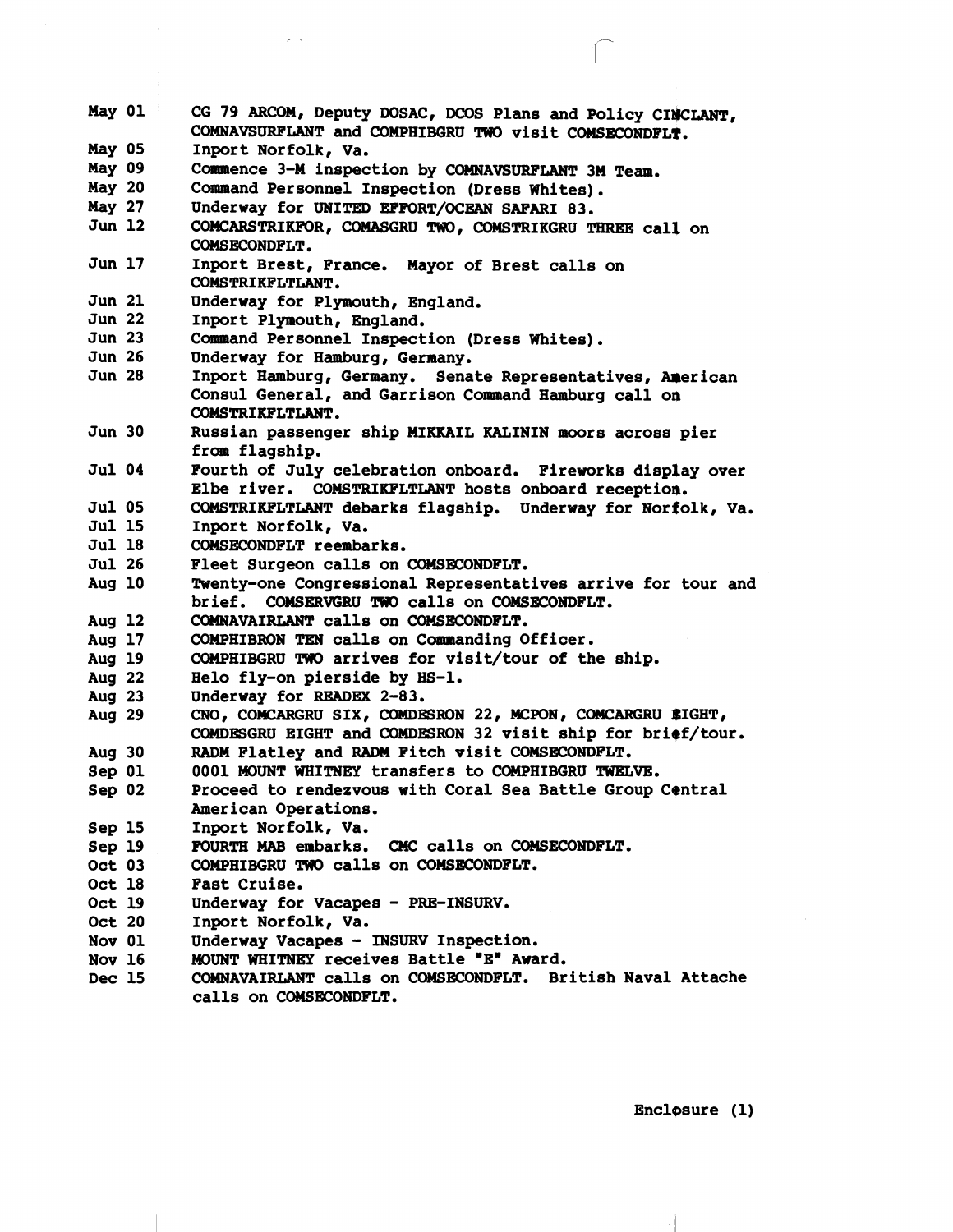| | |
|---|---|
| May 01 | CG 79 ARCOM, Deputy DOSAC, DCOS Plans and Policy CINCLANT, COMNAVSURFLANT and COMPHIBGRU TWO visit COMSECONDFLT. |
| May 05 | Inport Norfolk, Va. |
| May 09 | Commence 3-M inspection by COMNAVSURFLANT 3M Team. |
| May 20 | Command Personnel Inspection (Dress Whites). |
| May 27 | Underway for UNITED EFFORT/OCEAN SAFARI 83. |
| Jun 12 | COMCARSTRIKFOR, COMASGRU TWO, COMSTRIKGRU THREE call on COMSECONDFLT. |
| Jun 17 | Inport Brest, France. Mayor of Brest calls on COMSTRIKFLTLANT. |
| Jun 21 | Underway for Plymouth, England. |
| Jun 22 | Inport Plymouth, England. |
| Jun 23 | Command Personnel Inspection (Dress Whites). |
| Jun 26 | Underway for Hamburg, Germany. |
| Jun 28 | Inport Hamburg, Germany. Senate Representatives, American Consul General, and Garrison Command Hamburg call on COMSTRIKFLTLANT. |
| Jun 30 | Russian passenger ship MIKKAIL KALININ moors across pier from flagship. |
| Jul 04 | Fourth of July celebration onboard. Fireworks display over Elbe river. COMSTRIKFLTLANT hosts onboard reception. |
| Jul 05 | COMSTRIKFLTLANT debarks flagship. Underway for Norfolk, Va. |
| Jul 15 | Inport Norfolk, Va. |
| Jul 18 | COMSECONDFLT reembarks. |
| Jul 26 | Fleet Surgeon calls on COMSECONDFLT. |
| Aug 10 | Twenty-one Congressional Representatives arrive for tour and brief. COMSERVGRU TWO calls on COMSECONDFLT. |
| Aug 12 | COMNAVAIRLANT calls on COMSECONDFLT. |
| Aug 17 | COMPHIBRON TEN calls on Commanding Officer. |
| Aug 19 | COMPHIBGRU TWO arrives for visit/tour of the ship. |
| Aug 22 | Helo fly-on pierside by HS-1. |
| Aug 23 | Underway for READEX 2-83. |
| Aug 29 | CNO, COMCARGRU SIX, COMDESRON 22, MCPON, COMCARGRU EIGHT, COMDESGRU EIGHT and COMDESRON 32 visit ship for brief/tour. |
| Aug 30 | RADM Flatley and RADM Fitch visit COMSECONDFLT. |
| Sep 01 | 0001 MOUNT WHITNEY transfers to COMPHIBGRU TWELVE. |
| Sep 02 | Proceed to rendezvous with Coral Sea Battle Group Central American Operations. |
| Sep 15 | Inport Norfolk, Va. |
| Sep 19 | FOURTH MAB embarks. CMC calls on COMSECONDFLT. |
| Oct 03 | COMPHIBGRU TWO calls on COMSECONDFLT. |
| Oct 18 | Fast Cruise. |
| Oct 19 | Underway for Vacapes - PRE-INSURV. |
| Oct 20 | Inport Norfolk, Va. |
| Nov 01 | Underway Vacapes - INSURV Inspection. |
| Nov 16 | MOUNT WHITNEY receives Battle "E" Award. |
| Dec 15 | COMNAVAIRLANT calls on COMSECONDFLT. British Naval Attache calls on COMSECONDFLT. |

Enclosure (1)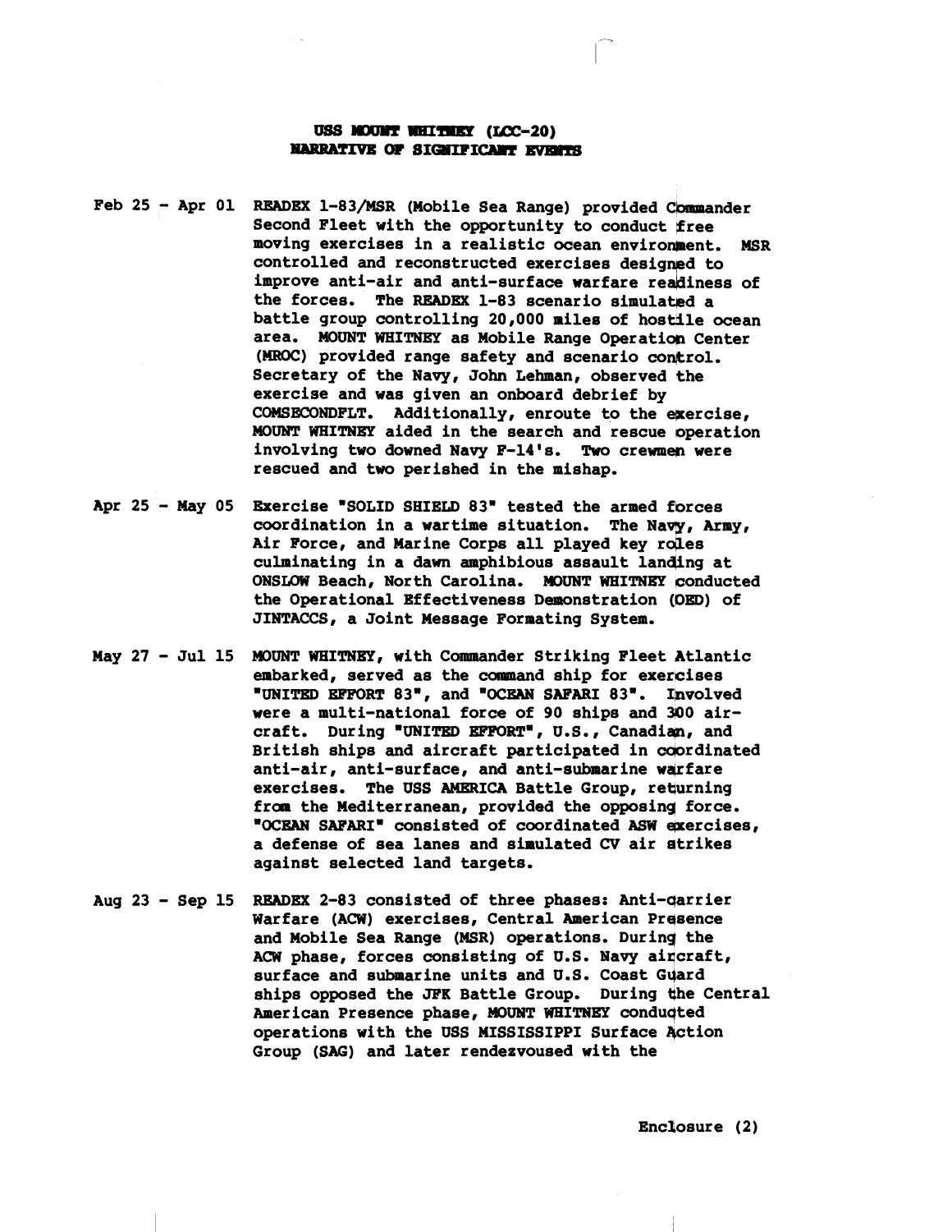# USS MOUNT WHITNEY (LCC-20)
## NARRATIVE OF SIGNIFICANT EVENTS

**Feb 25 - Apr 01** READEX 1-83/MSR (Mobile Sea Range) provided Commander Second Fleet with the opportunity to conduct free moving exercises in a realistic ocean environment. MSR controlled and reconstructed exercises designed to improve anti-air and anti-surface warfare readiness of the forces. The READEX 1-83 scenario simulated a battle group controlling 20,000 miles of hostile ocean area. MOUNT WHITNEY as Mobile Range Operation Center (MROC) provided range safety and scenario control. Secretary of the Navy, John Lehman, observed the exercise and was given an onboard debrief by COMSECONDFLT. Additionally, enroute to the exercise, MOUNT WHITNEY aided in the search and rescue operation involving two downed Navy F-14's. Two crewmen were rescued and two perished in the mishap.

**Apr 25 - May 05** Exercise "SOLID SHIELD 83" tested the armed forces coordination in a wartime situation. The Navy, Army, Air Force, and Marine Corps all played key roles culminating in a dawn amphibious assault landing at ONSLOW Beach, North Carolina. MOUNT WHITNEY conducted the Operational Effectiveness Demonstration (OED) of JINTACCS, a Joint Message Formating System.

**May 27 - Jul 15** MOUNT WHITNEY, with Commander Striking Fleet Atlantic embarked, served as the command ship for exercises "UNITED EFFORT 83", and "OCEAN SAFARI 83". Involved were a multi-national force of 90 ships and 300 aircraft. During "UNITED EFFORT", U.S., Canadian, and British ships and aircraft participated in coordinated anti-air, anti-surface, and anti-submarine warfare exercises. The USS AMERICA Battle Group, returning from the Mediterranean, provided the opposing force. "OCEAN SAFARI" consisted of coordinated ASW exercises, a defense of sea lanes and simulated CV air strikes against selected land targets.

**Aug 23 - Sep 15** READEX 2-83 consisted of three phases: Anti-carrier Warfare (ACW) exercises, Central American Presence and Mobile Sea Range (MSR) operations. During the ACW phase, forces consisting of U.S. Navy aircraft, surface and submarine units and U.S. Coast Guard ships opposed the JFK Battle Group. During the Central American Presence phase, MOUNT WHITNEY conducted operations with the USS MISSISSIPPI Surface Action Group (SAG) and later rendezvoused with the

Enclosure (2)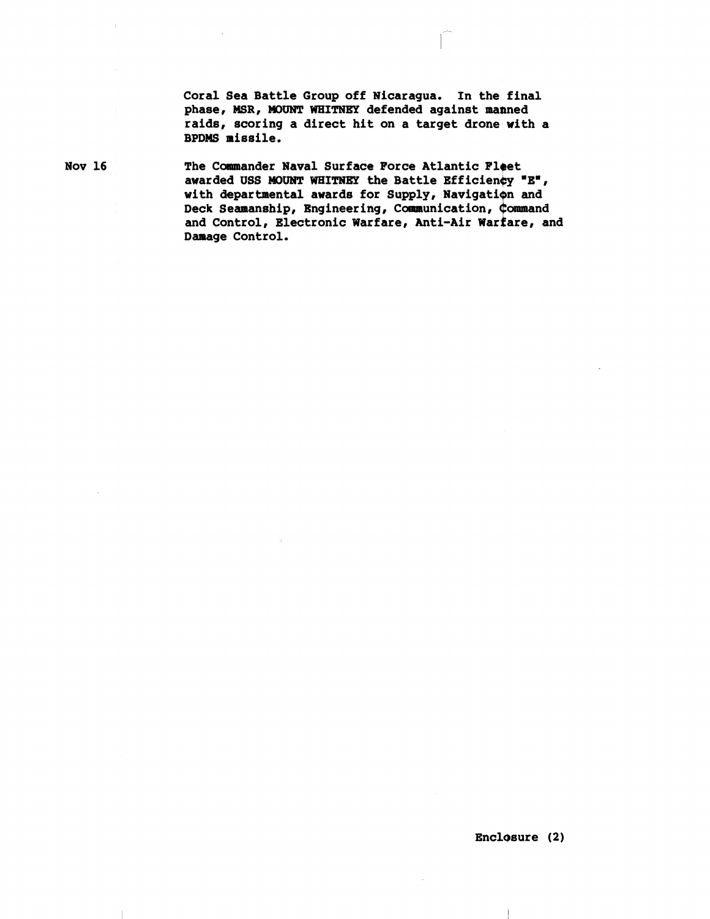Coral Sea Battle Group off Nicaragua. In the final phase, MSR, MOUNT WHITNEY defended against manned raids, scoring a direct hit on a target drone with a BPDMS missile.

Nov 16 The Commander Naval Surface Force Atlantic Fleet awarded USS MOUNT WHITNEY the Battle Efficiency "E", with departmental awards for Supply, Navigation and Deck Seamanship, Engineering, Communication, Command and Control, Electronic Warfare, Anti-Air Warfare, and Damage Control.

Enclosure (2)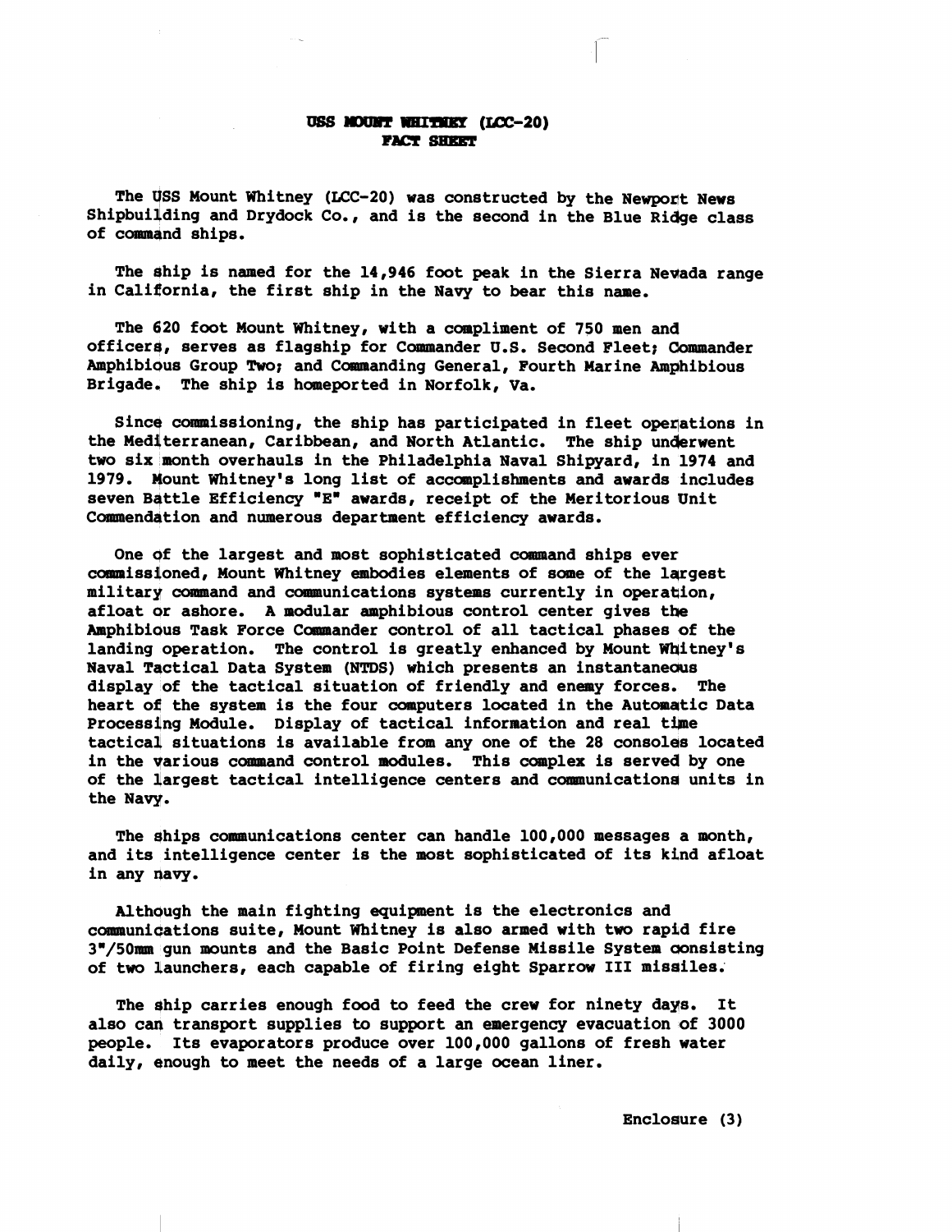# USS MOUNT WHITNEY (LCC-20)
## FACT SHEET

The USS Mount Whitney (LCC-20) was constructed by the Newport News Shipbuilding and Drydock Co., and is the second in the Blue Ridge class of command ships.

The ship is named for the 14,946 foot peak in the Sierra Nevada range in California, the first ship in the Navy to bear this name.

The 620 foot Mount Whitney, with a compliment of 750 men and officers, serves as flagship for Commander U.S. Second Fleet; Commander Amphibious Group Two; and Commanding General, Fourth Marine Amphibious Brigade. The ship is homeported in Norfolk, Va.

Since commissioning, the ship has participated in fleet operations in the Mediterranean, Caribbean, and North Atlantic. The ship underwent two six month overhauls in the Philadelphia Naval Shipyard, in 1974 and 1979. Mount Whitney's long list of accomplishments and awards includes seven Battle Efficiency "E" awards, receipt of the Meritorious Unit Commendation and numerous department efficiency awards.

One of the largest and most sophisticated command ships ever commissioned, Mount Whitney embodies elements of some of the largest military command and communications systems currently in operation, afloat or ashore. A modular amphibious control center gives the Amphibious Task Force Commander control of all tactical phases of the landing operation. The control is greatly enhanced by Mount Whitney's Naval Tactical Data System (NTDS) which presents an instantaneous display of the tactical situation of friendly and enemy forces. The heart of the system is the four computers located in the Automatic Data Processing Module. Display of tactical information and real time tactical situations is available from any one of the 28 consoles located in the various command control modules. This complex is served by one of the largest tactical intelligence centers and communications units in the Navy.

The ships communications center can handle 100,000 messages a month, and its intelligence center is the most sophisticated of its kind afloat in any navy.

Although the main fighting equipment is the electronics and communications suite, Mount Whitney is also armed with two rapid fire 3"/50mm gun mounts and the Basic Point Defense Missile System consisting of two launchers, each capable of firing eight Sparrow III missiles.

The ship carries enough food to feed the crew for ninety days. It also can transport supplies to support an emergency evacuation of 3000 people. Its evaporators produce over 100,000 gallons of fresh water daily, enough to meet the needs of a large ocean liner.

Enclosure (3)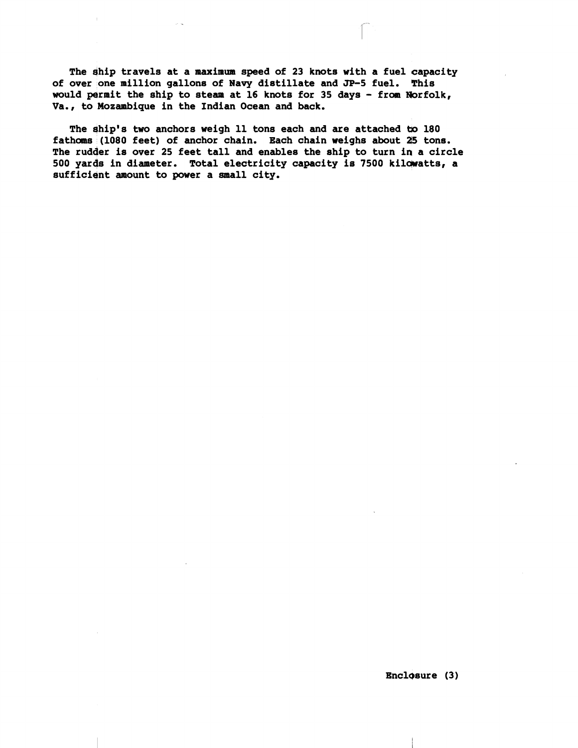The ship travels at a maximum speed of 23 knots with a fuel capacity of over one million gallons of Navy distillate and JP-5 fuel. This would permit the ship to steam at 16 knots for 35 days - from Norfolk, Va., to Mozambique in the Indian Ocean and back.

The ship's two anchors weigh 11 tons each and are attached to 180 fathoms (1080 feet) of anchor chain. Each chain weighs about 25 tons. The rudder is over 25 feet tall and enables the ship to turn in a circle 500 yards in diameter. Total electricity capacity is 7500 kilowatts, a sufficient amount to power a small city.

Enclosure (3)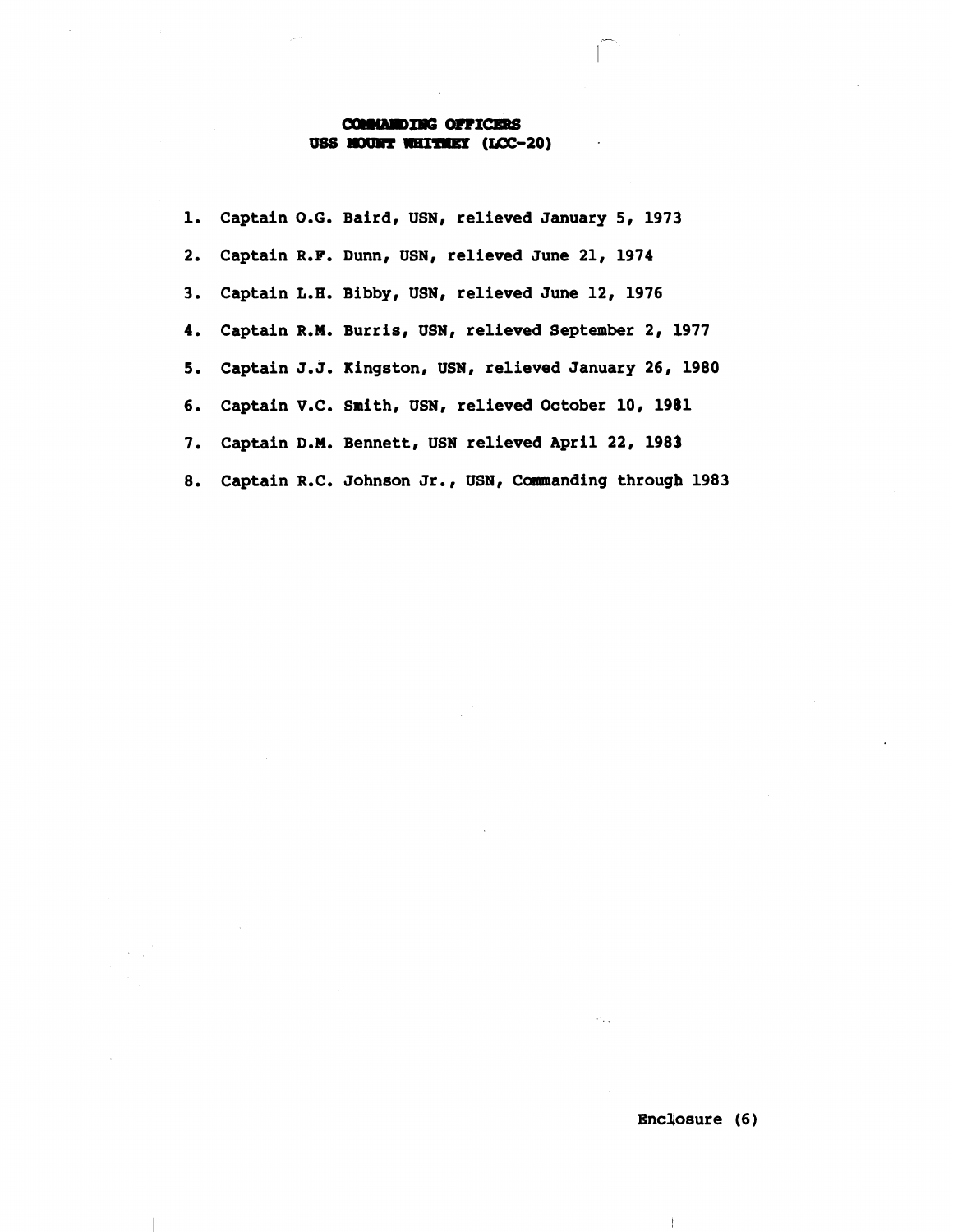**COMMANDING OFFICERS**
**USS MOUNT WHITNEY (LCC-20)**

1. Captain O.G. Baird, USN, relieved January 5, 1973
2. Captain R.F. Dunn, USN, relieved June 21, 1974
3. Captain L.H. Bibby, USN, relieved June 12, 1976
4. Captain R.M. Burris, USN, relieved September 2, 1977
5. Captain J.J. Kingston, USN, relieved January 26, 1980
6. Captain V.C. Smith, USN, relieved October 10, 1981
7. Captain D.M. Bennett, USN relieved April 22, 1983
8. Captain R.C. Johnson Jr., USN, Commanding through 1983

Enclosure (6)